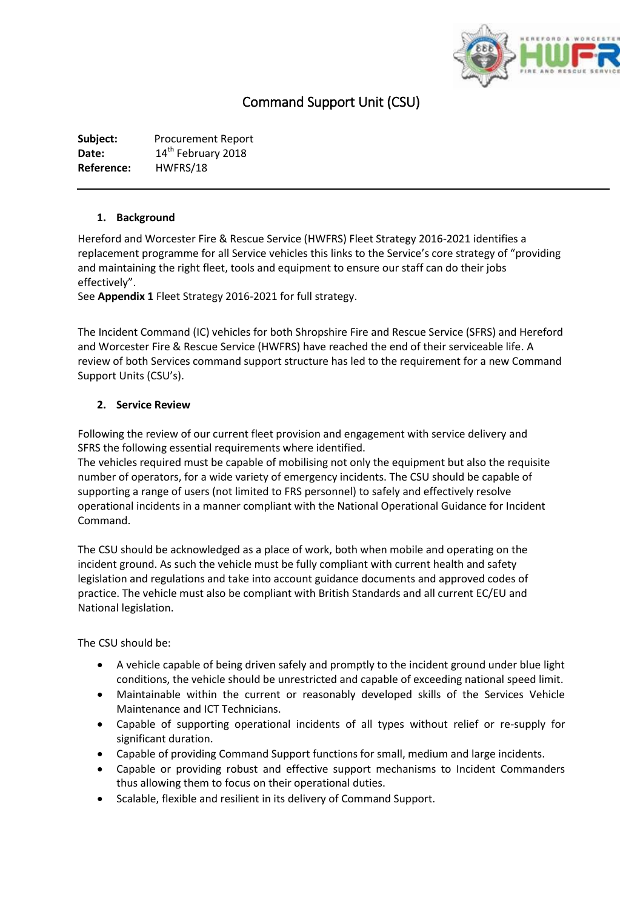# Command Support Unit (CSU)

**Subject:** Procurement Report
**Date:** 14th February 2018
**Reference:** HWFRS/18

---

## 1. Background

Hereford and Worcester Fire & Rescue Service (HWFRS) Fleet Strategy 2016-2021 identifies a replacement programme for all Service vehicles this links to the Service's core strategy of "providing and maintaining the right fleet, tools and equipment to ensure our staff can do their jobs effectively".
See **Appendix 1** Fleet Strategy 2016-2021 for full strategy.

The Incident Command (IC) vehicles for both Shropshire Fire and Rescue Service (SFRS) and Hereford and Worcester Fire & Rescue Service (HWFRS) have reached the end of their serviceable life. A review of both Services command support structure has led to the requirement for a new Command Support Units (CSU's).

## 2. Service Review

Following the review of our current fleet provision and engagement with service delivery and SFRS the following essential requirements where identified.
The vehicles required must be capable of mobilising not only the equipment but also the requisite number of operators, for a wide variety of emergency incidents. The CSU should be capable of supporting a range of users (not limited to FRS personnel) to safely and effectively resolve operational incidents in a manner compliant with the National Operational Guidance for Incident Command.

The CSU should be acknowledged as a place of work, both when mobile and operating on the incident ground. As such the vehicle must be fully compliant with current health and safety legislation and regulations and take into account guidance documents and approved codes of practice. The vehicle must also be compliant with British Standards and all current EC/EU and National legislation.

The CSU should be:

- A vehicle capable of being driven safely and promptly to the incident ground under blue light conditions, the vehicle should be unrestricted and capable of exceeding national speed limit.
- Maintainable within the current or reasonably developed skills of the Services Vehicle Maintenance and ICT Technicians.
- Capable of supporting operational incidents of all types without relief or re-supply for significant duration.
- Capable of providing Command Support functions for small, medium and large incidents.
- Capable or providing robust and effective support mechanisms to Incident Commanders thus allowing them to focus on their operational duties.
- Scalable, flexible and resilient in its delivery of Command Support.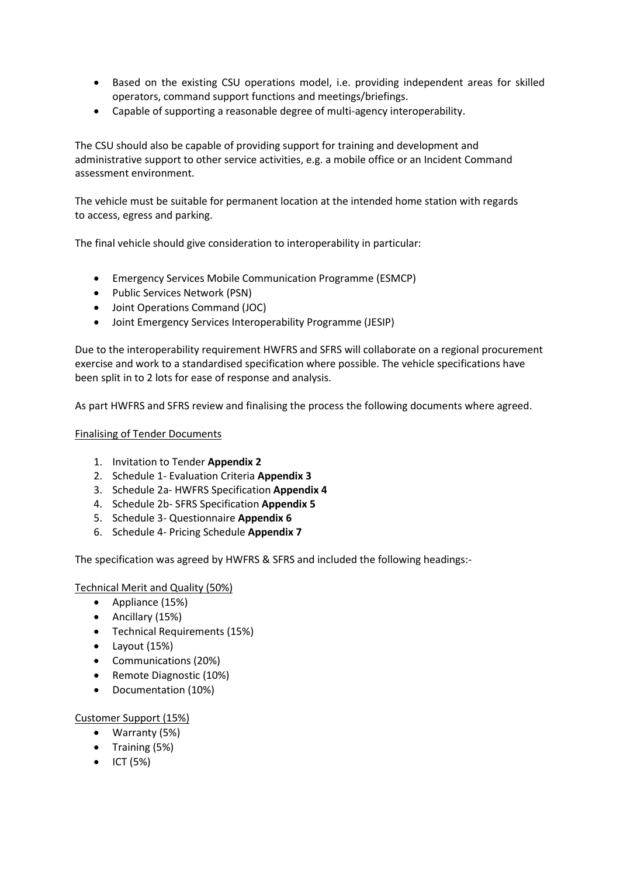- Based on the existing CSU operations model, i.e. providing independent areas for skilled operators, command support functions and meetings/briefings.
- Capable of supporting a reasonable degree of multi-agency interoperability.

The CSU should also be capable of providing support for training and development and administrative support to other service activities, e.g. a mobile office or an Incident Command assessment environment.

The vehicle must be suitable for permanent location at the intended home station with regards to access, egress and parking.

The final vehicle should give consideration to interoperability in particular:

- Emergency Services Mobile Communication Programme (ESMCP)
- Public Services Network (PSN)
- Joint Operations Command (JOC)
- Joint Emergency Services Interoperability Programme (JESIP)

Due to the interoperability requirement HWFRS and SFRS will collaborate on a regional procurement exercise and work to a standardised specification where possible. The vehicle specifications have been split in to 2 lots for ease of response and analysis.

As part HWFRS and SFRS review and finalising the process the following documents where agreed.

<u>Finalising of Tender Documents</u>

1. Invitation to Tender **Appendix 2**
2. Schedule 1- Evaluation Criteria **Appendix 3**
3. Schedule 2a- HWFRS Specification **Appendix 4**
4. Schedule 2b- SFRS Specification **Appendix 5**
5. Schedule 3- Questionnaire **Appendix 6**
6. Schedule 4- Pricing Schedule **Appendix 7**

The specification was agreed by HWFRS & SFRS and included the following headings:-

<u>Technical Merit and Quality (50%)</u>

- Appliance (15%)
- Ancillary (15%)
- Technical Requirements (15%)
- Layout (15%)
- Communications (20%)
- Remote Diagnostic (10%)
- Documentation (10%)

<u>Customer Support (15%)</u>

- Warranty (5%)
- Training (5%)
- ICT (5%)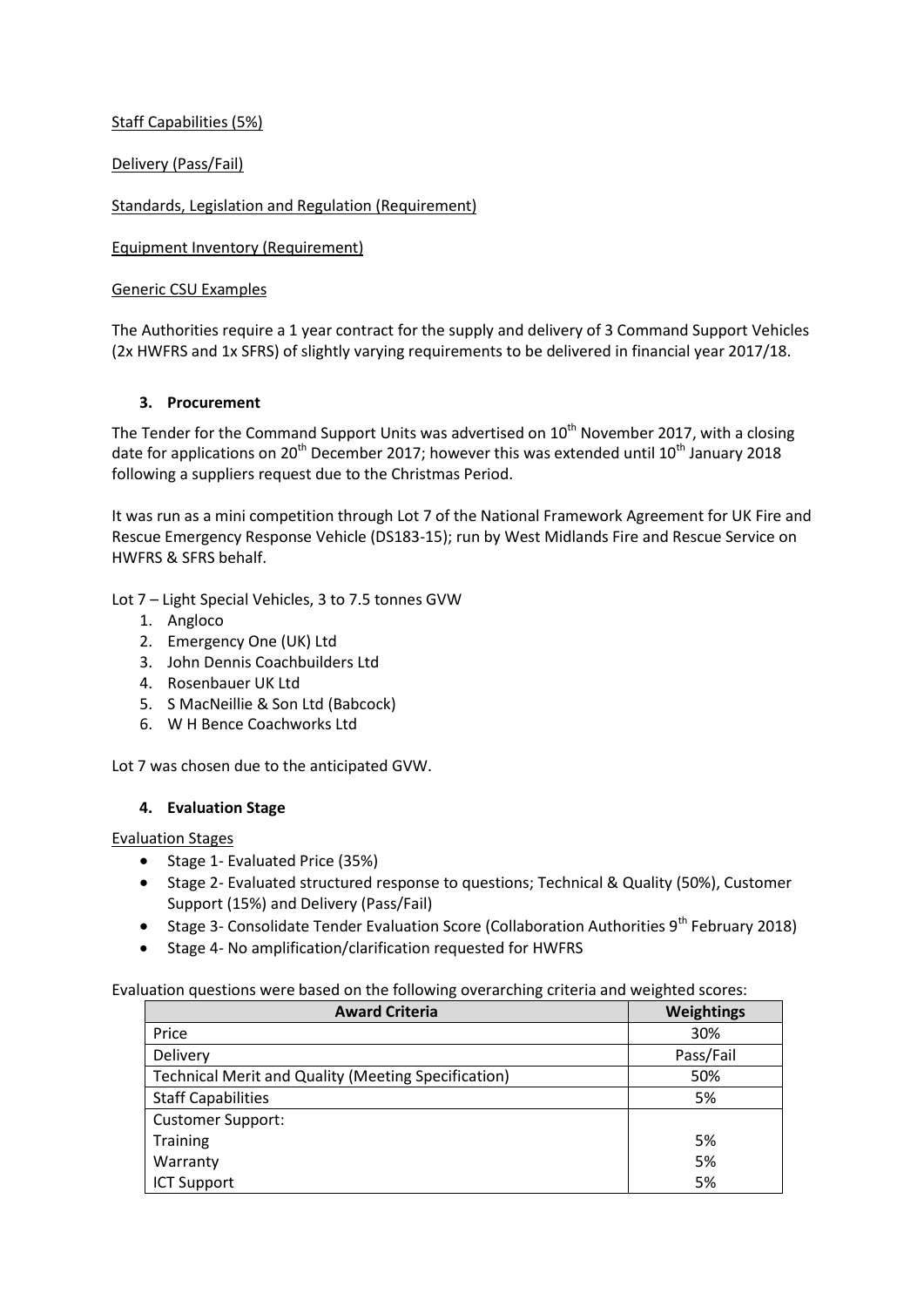Staff Capabilities (5%)

Delivery (Pass/Fail)

Standards, Legislation and Regulation (Requirement)

Equipment Inventory (Requirement)

Generic CSU Examples

The Authorities require a 1 year contract for the supply and delivery of 3 Command Support Vehicles (2x HWFRS and 1x SFRS) of slightly varying requirements to be delivered in financial year 2017/18.

### 3. Procurement

The Tender for the Command Support Units was advertised on 10th November 2017, with a closing date for applications on 20th December 2017; however this was extended until 10th January 2018 following a suppliers request due to the Christmas Period.

It was run as a mini competition through Lot 7 of the National Framework Agreement for UK Fire and Rescue Emergency Response Vehicle (DS183-15); run by West Midlands Fire and Rescue Service on HWFRS & SFRS behalf.

Lot 7 – Light Special Vehicles, 3 to 7.5 tonnes GVW

1. Angloco
2. Emergency One (UK) Ltd
3. John Dennis Coachbuilders Ltd
4. Rosenbauer UK Ltd
5. S MacNeillie & Son Ltd (Babcock)
6. W H Bence Coachworks Ltd

Lot 7 was chosen due to the anticipated GVW.

### 4. Evaluation Stage

Evaluation Stages

- Stage 1- Evaluated Price (35%)
- Stage 2- Evaluated structured response to questions; Technical & Quality (50%), Customer Support (15%) and Delivery (Pass/Fail)
- Stage 3- Consolidate Tender Evaluation Score (Collaboration Authorities 9th February 2018)
- Stage 4- No amplification/clarification requested for HWFRS

Evaluation questions were based on the following overarching criteria and weighted scores:

| Award Criteria | Weightings |
|---|---|
| Price | 30% |
| Delivery | Pass/Fail |
| Technical Merit and Quality (Meeting Specification) | 50% |
| Staff Capabilities | 5% |
| Customer Support: | |
| Training | 5% |
| Warranty | 5% |
| ICT Support | 5% |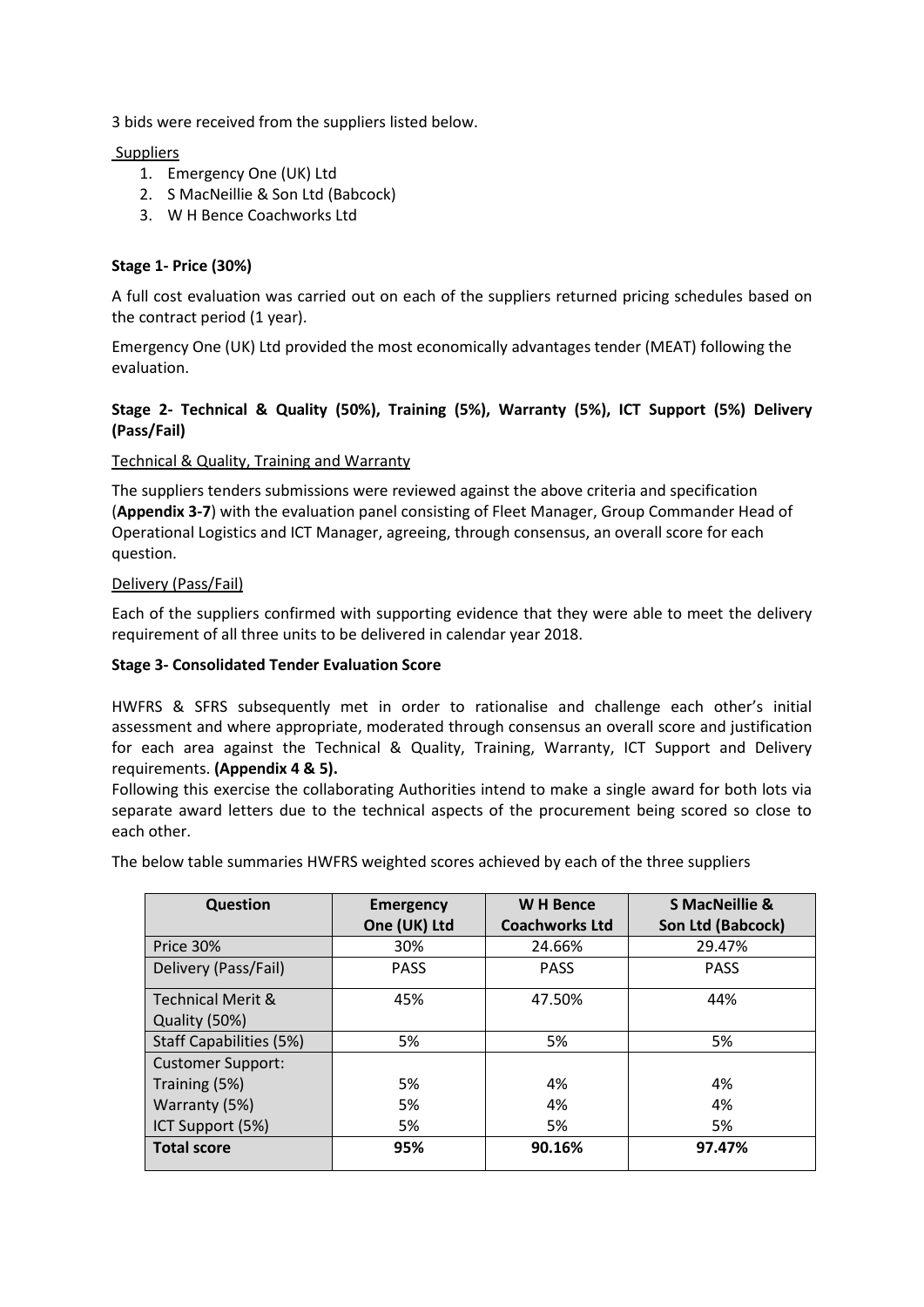3 bids were received from the suppliers listed below.

Suppliers

1. Emergency One (UK) Ltd
2. S MacNeillie & Son Ltd (Babcock)
3. W H Bence Coachworks Ltd

**Stage 1- Price (30%)**

A full cost evaluation was carried out on each of the suppliers returned pricing schedules based on the contract period (1 year).

Emergency One (UK) Ltd provided the most economically advantages tender (MEAT) following the evaluation.

**Stage 2- Technical & Quality (50%), Training (5%), Warranty (5%), ICT Support (5%) Delivery (Pass/Fail)**

Technical & Quality, Training and Warranty

The suppliers tenders submissions were reviewed against the above criteria and specification (**Appendix 3-7**) with the evaluation panel consisting of Fleet Manager, Group Commander Head of Operational Logistics and ICT Manager, agreeing, through consensus, an overall score for each question.

Delivery (Pass/Fail)

Each of the suppliers confirmed with supporting evidence that they were able to meet the delivery requirement of all three units to be delivered in calendar year 2018.

**Stage 3- Consolidated Tender Evaluation Score**

HWFRS & SFRS subsequently met in order to rationalise and challenge each other's initial assessment and where appropriate, moderated through consensus an overall score and justification for each area against the Technical & Quality, Training, Warranty, ICT Support and Delivery requirements. **(Appendix 4 & 5).**

Following this exercise the collaborating Authorities intend to make a single award for both lots via separate award letters due to the technical aspects of the procurement being scored so close to each other.

The below table summaries HWFRS weighted scores achieved by each of the three suppliers

| Question | Emergency One (UK) Ltd | W H Bence Coachworks Ltd | S MacNeillie & Son Ltd (Babcock) |
|---|---|---|---|
| Price 30% | 30% | 24.66% | 29.47% |
| Delivery (Pass/Fail) | PASS | PASS | PASS |
| Technical Merit & Quality (50%) | 45% | 47.50% | 44% |
| Staff Capabilities (5%) | 5% | 5% | 5% |
| Customer Support: | | | |
| Training (5%) | 5% | 4% | 4% |
| Warranty (5%) | 5% | 4% | 4% |
| ICT Support (5%) | 5% | 5% | 5% |
| **Total score** | **95%** | **90.16%** | **97.47%** |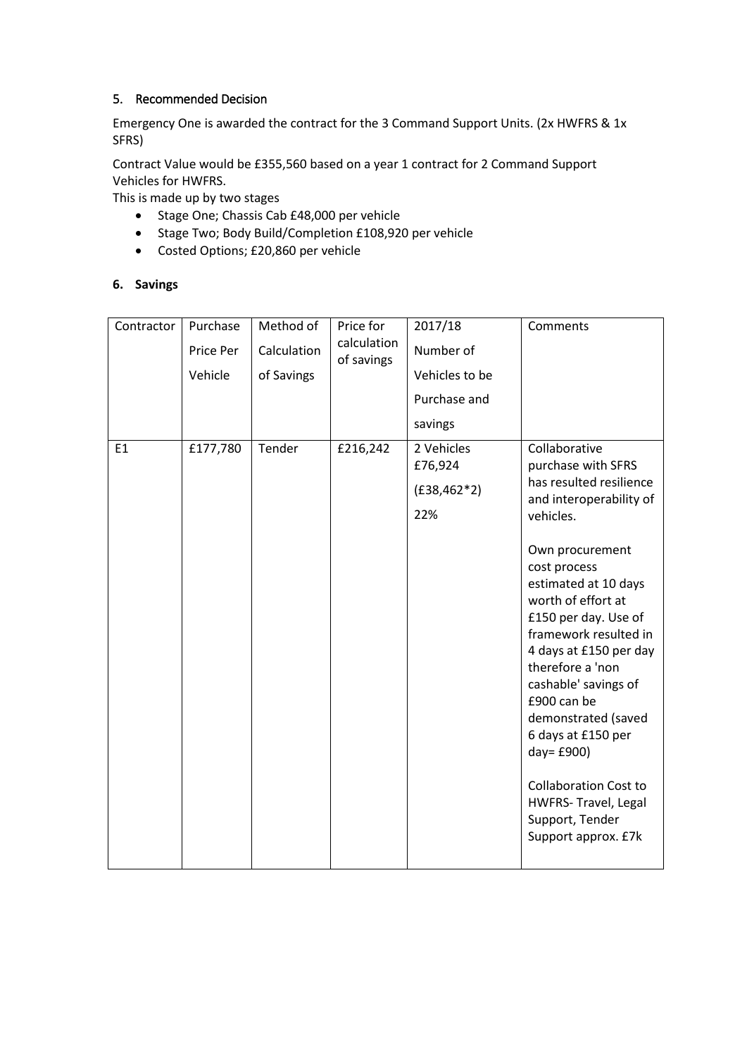## 5. Recommended Decision

Emergency One is awarded the contract for the 3 Command Support Units. (2x HWFRS & 1x SFRS)

Contract Value would be £355,560 based on a year 1 contract for 2 Command Support Vehicles for HWFRS.
This is made up by two stages

- Stage One; Chassis Cab £48,000 per vehicle
- Stage Two; Body Build/Completion £108,920 per vehicle
- Costed Options; £20,860 per vehicle

## 6. Savings

| Contractor | Purchase Price Per Vehicle | Method of Calculation of Savings | Price for calculation of savings | 2017/18 Number of Vehicles to be Purchase and savings | Comments |
|---|---|---|---|---|---|
| E1 | £177,780 | Tender | £216,242 | 2 Vehicles £76,924 (£38,462*2) 22% | Collaborative purchase with SFRS has resulted resilience and interoperability of vehicles.<br><br>Own procurement cost process estimated at 10 days worth of effort at £150 per day. Use of framework resulted in 4 days at £150 per day therefore a 'non cashable' savings of £900 can be demonstrated (saved 6 days at £150 per day= £900)<br><br>Collaboration Cost to HWFRS- Travel, Legal Support, Tender Support approx. £7k |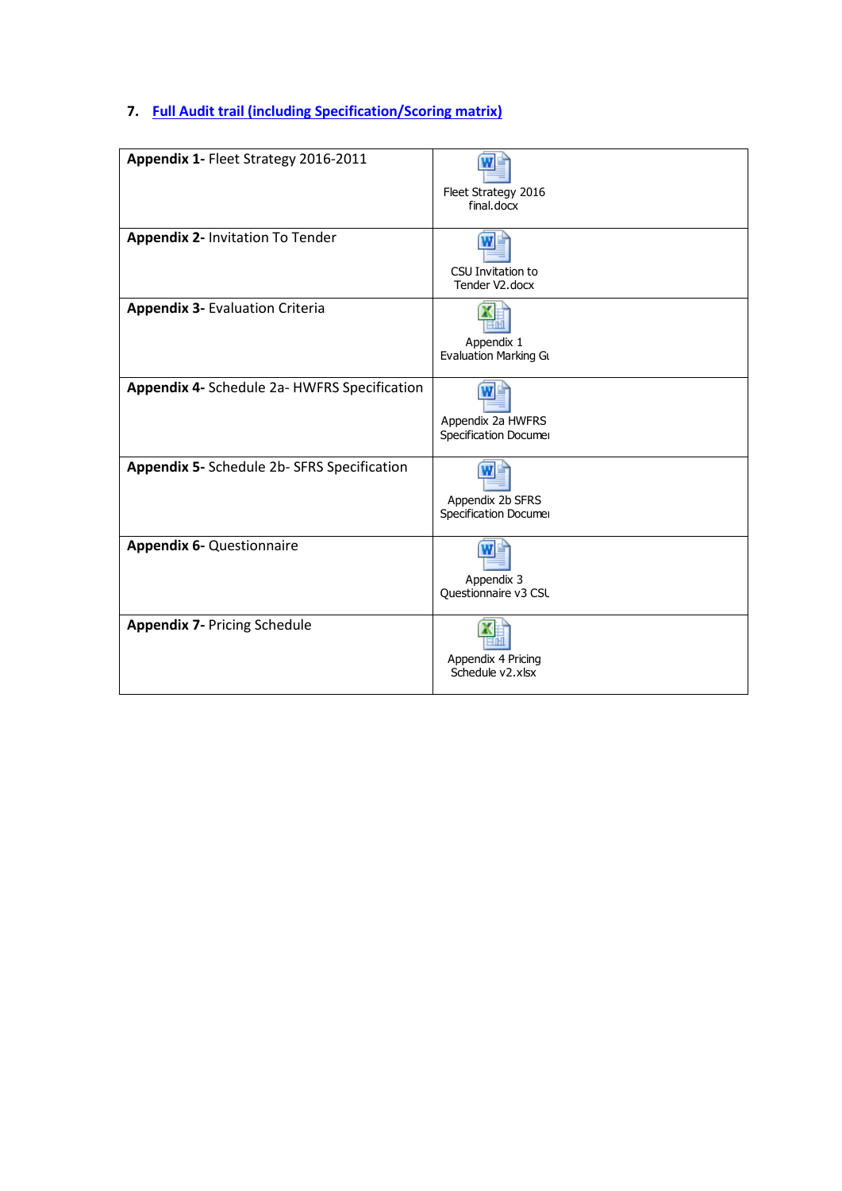7. **Full Audit trail (including Specification/Scoring matrix)**

| | |
|---|---|
| **Appendix 1-** Fleet Strategy 2016-2011 | Fleet Strategy 2016 final.docx |
| **Appendix 2-** Invitation To Tender | CSU Invitation to Tender V2.docx |
| **Appendix 3-** Evaluation Criteria | Appendix 1 Evaluation Marking Gu |
| **Appendix 4-** Schedule 2a- HWFRS Specification | Appendix 2a HWFRS Specification Documer |
| **Appendix 5-** Schedule 2b- SFRS Specification | Appendix 2b SFRS Specification Documer |
| **Appendix 6-** Questionnaire | Appendix 3 Questionnaire v3 CSU |
| **Appendix 7-** Pricing Schedule | Appendix 4 Pricing Schedule v2.xlsx |